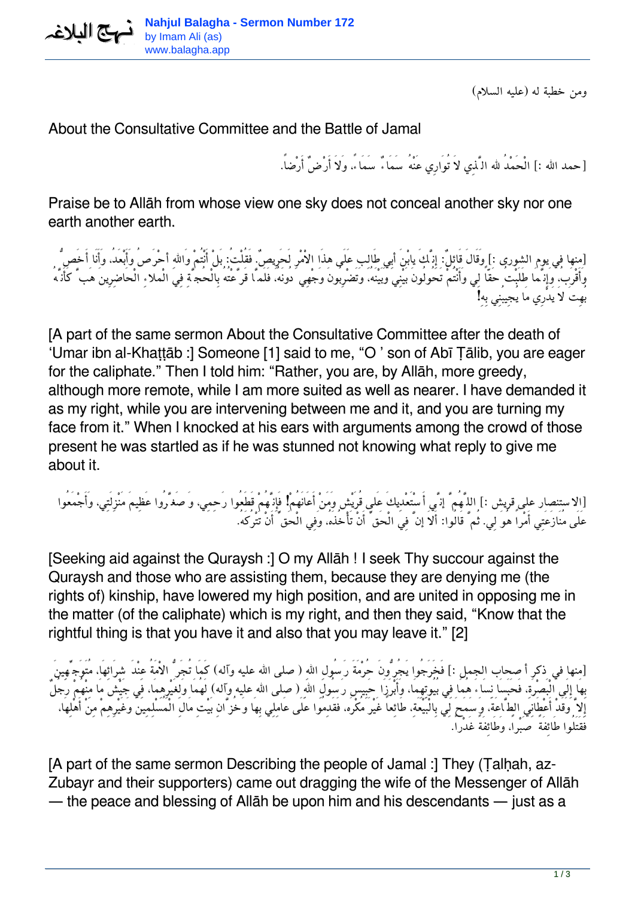ومن خطبة له (عليه السلام)

## About the Consultative Committee and the Battle of Jamal

[حمد الله :] الْحَمْدُ للهِ الَّذِي لاَ تُوارِي عَنْهُ سَمَاءٌ سَمَاءً، وَلاَ أَرْضٌ أَرْضاً.

Praise be to Allāh from whose view one sky does not conceal another sky nor one earth another earth.

[منها في يوم الشورى :] وَقَالَ قَائِلٌ: إِنَّكَ يابْنَ أَبِي طَالِب عَلَى هذَا الاْمْرِ لَحَرِيصٌ. فَقُلْتُ: بَلْ أَنْتُمْ وَاللهِ أَحْرَصُ وَأَبْعَدُ، وَأَنَا أَخَصُّ وَأَقْرَبُ، وَإِنَّمَا طَلَبْتُ حَقّاً لِي وَأَنْتُمْ تَحُولُونَ بَيْنِي وَبَيْنَهُ، وَتَضْرِبُونَ وَجْهِي دُونَهُ. فَلَمَّا قَرَّعْتُهُ بِالْحُجَّةِ فِي الْمَلاَءِ الْحَاضِرِينَ هَبَّ كَأَنَّهُ بُهِتَ لاَ يَدْرِي مَا يُجِيبُنِي بِهِ!

[A part of the same sermon About the Consultative Committee after the death of ‘Umar ibn al-Khaṭṭāb :] Someone [1] said to me, “O ’ son of Abī Ṭālib, you are eager for the caliphate.” Then I told him: “Rather, you are, by Allāh, more greedy, although more remote, while I am more suited as well as nearer. I have demanded it as my right, while you are intervening between me and it, and you are turning my face from it.” When I knocked at his ears with arguments among the crowd of those present he was startled as if he was stunned not knowing what reply to give me about it.

[الاستنصار على قريش :] اللَّهُمَّ إِنِّي أَسْتَعْدِيكَ عَلَى قُرَيْش وَمَنْ أَعَانَهُمْ! فَإِنَّهُمْ قَطَعُوا رَحِمِي، وَصَغَّرُوا عَظِيمَ مَنْزِلَتِي، وَأَجْمَعُوا عَلَى مُنَازَعَتِي أَمْراً هُوَ لِي. ثُمَّ قَالُوا: أَلاَ إِنَّ فِي الْحَقِّ أَنْ تَأْخُذَهُ، وَفِي الْحَقِّ أَنْ تَتْرُكَهُ.

[Seeking aid against the Quraysh :] O my Allāh ! I seek Thy succour against the Quraysh and those who are assisting them, because they are denying me (the rights of) kinship, have lowered my high position, and are united in opposing me in the matter (of the caliphate) which is my right, and then they said, “Know that the rightful thing is that you have it and also that you may leave it.” [2]

[منها في ذكر أصحاب الجمل :] فَخَرَجُوا يَجُرُّونَ حُرْمَةَ رَسُولِ اللهِ (صلى الله عليه وآله) كَمَا تُجَرُّ الاْمَةُ عِنْدَ شِرَائِهَا، مُتَوَجِّهِينَ بِهَا إِلَى الْبَصْرَةِ، فَحَبَسَا نِسَاءَهُمَا فِي بُيُوتِهِمَا، وَأَبْرَزَا حَبِيسَ رَسُولِ اللهِ (صلى الله عليه وآله) لَهُمَا وَلِغَيْرِهِمَا، فِي جَيْش مَا مِنْهُمْ رَجُلٌ إِلاَّ وَقَدْ أَعْطَانِي الطَّاعَةَ، وَسَمَحَ لِي بِالْبَيْعَةِ، طَائِعاً غَيْرَ مُكْرَه، فَقَدِمُوا عَلَى عَامِلِي بِهَا وَخُزَّانِ بَيْتِ مَالِ الْمُسْلِمِينَ وَغَيْرِهِمْ مِنْ أَهْلِهَا، فَقَتَلُوا طَائِفَةً صَبْراً، وَطَائِفَةً غَدْراً.

[A part of the same sermon Describing the people of Jamal :] They (Ṭalḥah, az-Zubayr and their supporters) came out dragging the wife of the Messenger of Allāh — the peace and blessing of Allāh be upon him and his descendants — just as a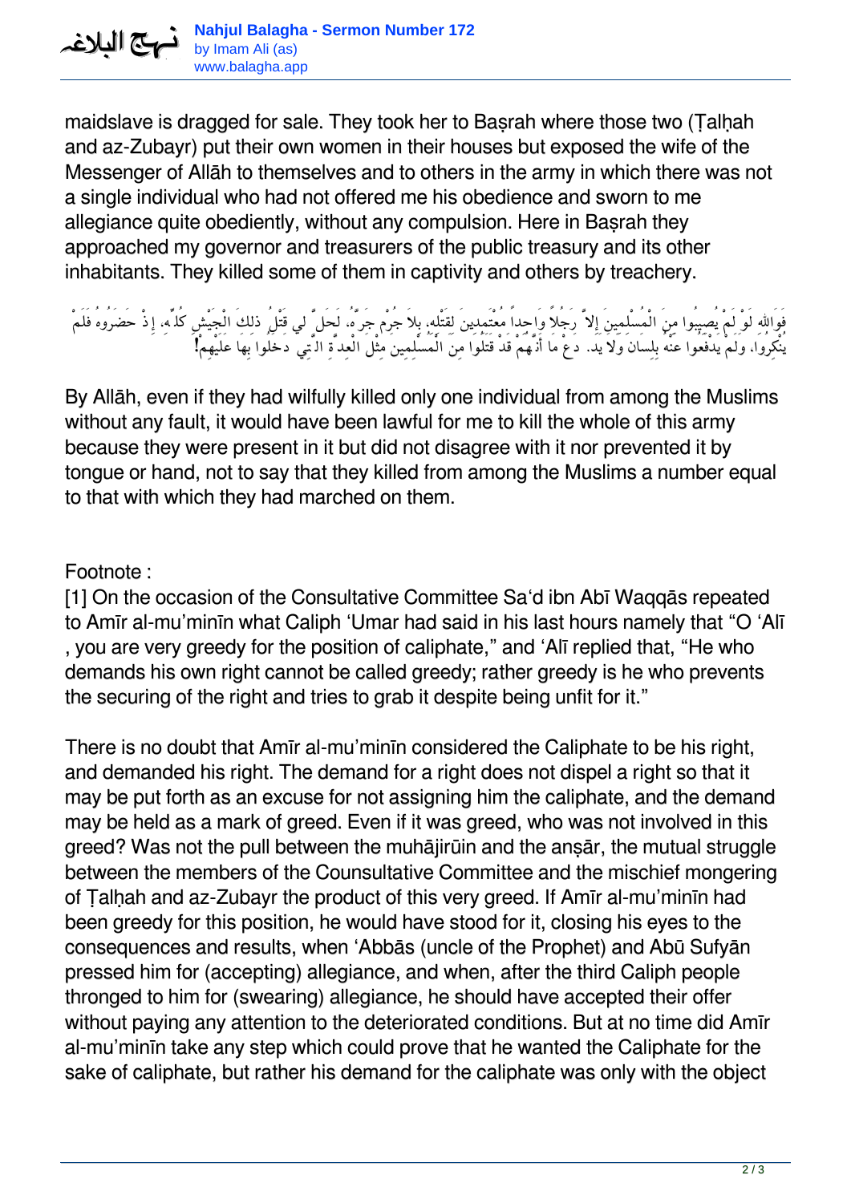maidslave is dragged for sale. They took her to Baṣrah where those two (Ṭalḥah and az-Zubayr) put their own women in their houses but exposed the wife of the Messenger of Allāh to themselves and to others in the army in which there was not a single individual who had not offered me his obedience and sworn to me allegiance quite obediently, without any compulsion. Here in Baṣrah they approached my governor and treasurers of the public treasury and its other inhabitants. They killed some of them in captivity and others by treachery.

فَوَاللهِ لَوْ لَمْ يُصِيبُوا مِنَ الْمُسْلِمِينَ إِلاَّ رَجُلاً وَاحِداً مُعْتَمِدِينَ لِقَتْلِهِ، بِلاَ جُرْمٍ جَرَّهُ، لَحَلَّ لِي قَتْلُ ذلِكَ الْجَيْشِ كُلِّهِ، إِذْ حَضَرُوهُ فَلَمْ يُنْكِرُوا، وَلَمْ يَدْفَعُوا عَنْهُ بِلِسَان وَلاَ يَد. دَعْ مَا أَنَّهُمْ قَدْ قَتَلُوا مِنَ الْمُسْلِمِينَ مِثْلَ الْعِدَّةِ الَّتِي دَخَلُوا بِهَا عَلَيْهِمْ!

By Allāh, even if they had wilfully killed only one individual from among the Muslims without any fault, it would have been lawful for me to kill the whole of this army because they were present in it but did not disagree with it nor prevented it by tongue or hand, not to say that they killed from among the Muslims a number equal to that with which they had marched on them.

Footnote :

[1] On the occasion of the Consultative Committee Sa‘d ibn Abī Waqqās repeated to Amīr al-mu’minīn what Caliph ‘Umar had said in his last hours namely that “O ‘Alī , you are very greedy for the position of caliphate,” and ‘Alī replied that, “He who demands his own right cannot be called greedy; rather greedy is he who prevents the securing of the right and tries to grab it despite being unfit for it.”

There is no doubt that Amīr al-mu’minīn considered the Caliphate to be his right, and demanded his right. The demand for a right does not dispel a right so that it may be put forth as an excuse for not assigning him the caliphate, and the demand may be held as a mark of greed. Even if it was greed, who was not involved in this greed? Was not the pull between the muhājirūin and the anṣār, the mutual struggle between the members of the Counsultative Committee and the mischief mongering of Ṭalḥah and az-Zubayr the product of this very greed. If Amīr al-mu’minīn had been greedy for this position, he would have stood for it, closing his eyes to the consequences and results, when ‘Abbās (uncle of the Prophet) and Abū Sufyān pressed him for (accepting) allegiance, and when, after the third Caliph people thronged to him for (swearing) allegiance, he should have accepted their offer without paying any attention to the deteriorated conditions. But at no time did Amīr al-mu’minīn take any step which could prove that he wanted the Caliphate for the sake of caliphate, but rather his demand for the caliphate was only with the object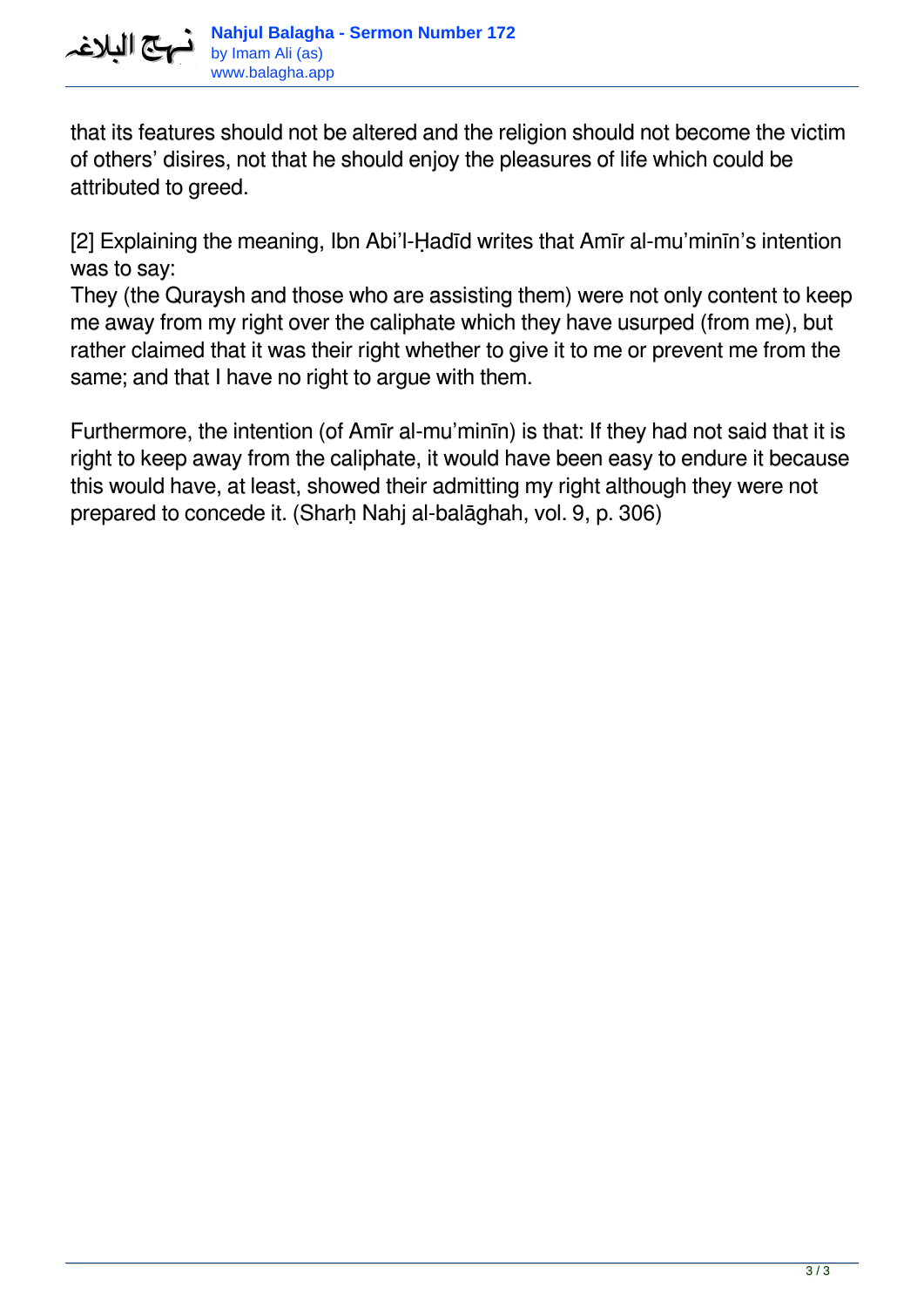that its features should not be altered and the religion should not become the victim of others' disires, not that he should enjoy the pleasures of life which could be attributed to greed.

[2] Explaining the meaning, Ibn Abi'l-Ḥadīd writes that Amīr al-mu'minīn's intention was to say:
They (the Quraysh and those who are assisting them) were not only content to keep me away from my right over the caliphate which they have usurped (from me), but rather claimed that it was their right whether to give it to me or prevent me from the same; and that I have no right to argue with them.

Furthermore, the intention (of Amīr al-mu'minīn) is that: If they had not said that it is right to keep away from the caliphate, it would have been easy to endure it because this would have, at least, showed their admitting my right although they were not prepared to concede it. (Sharḥ Nahj al-balāghah, vol. 9, p. 306)